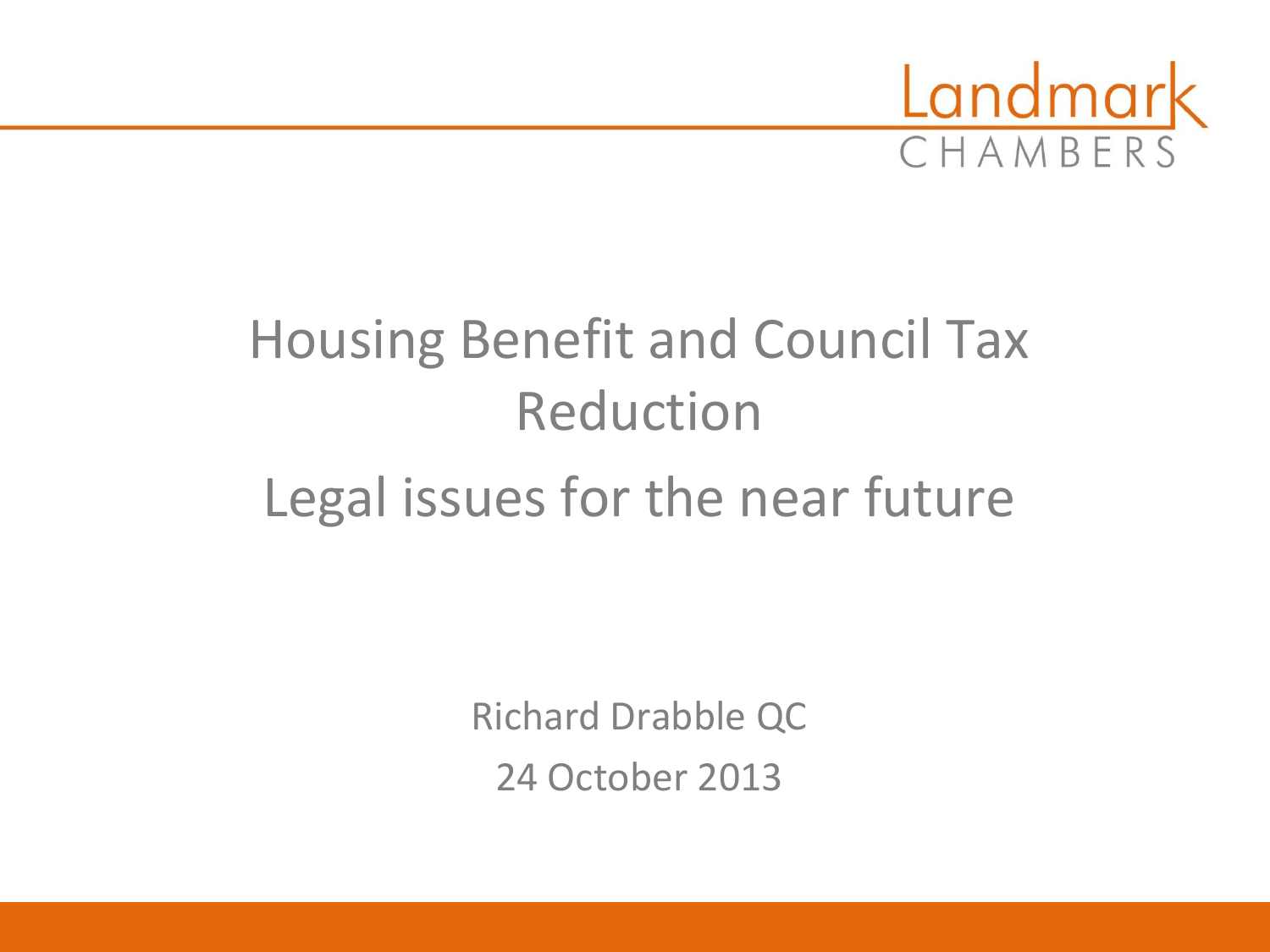Landmark CHAMBERS

# Housing Benefit and Council Tax Reduction

## Legal issues for the near future

Richard Drabble QC

24 October 2013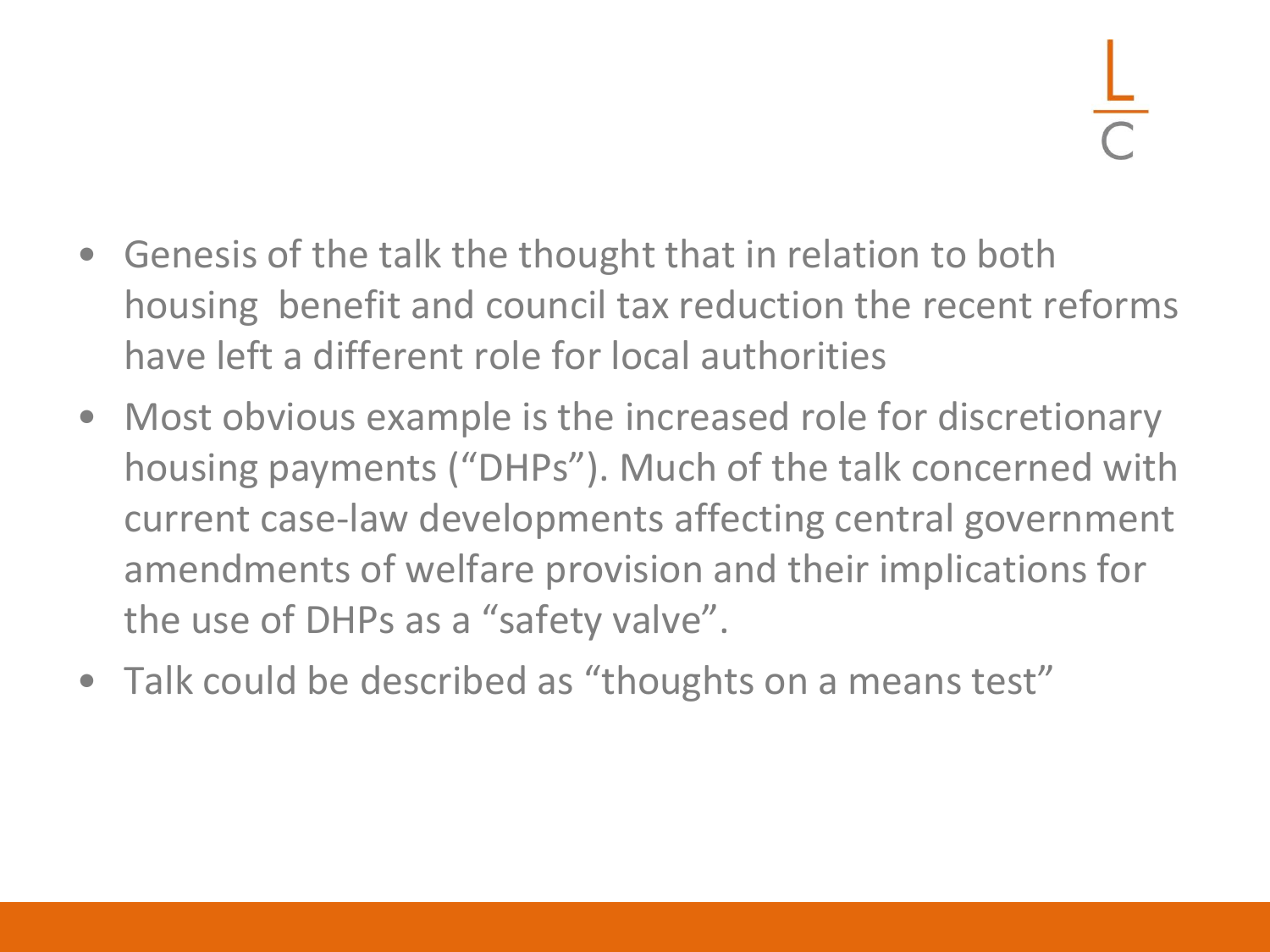- Genesis of the talk the thought that in relation to both housing  benefit and council tax reduction the recent reforms have left a different role for local authorities
- Most obvious example is the increased role for discretionary housing payments (“DHPs”). Much of the talk concerned with current case-law developments affecting central government amendments of welfare provision and their implications for the use of DHPs as a “safety valve”.
- Talk could be described as “thoughts on a means test”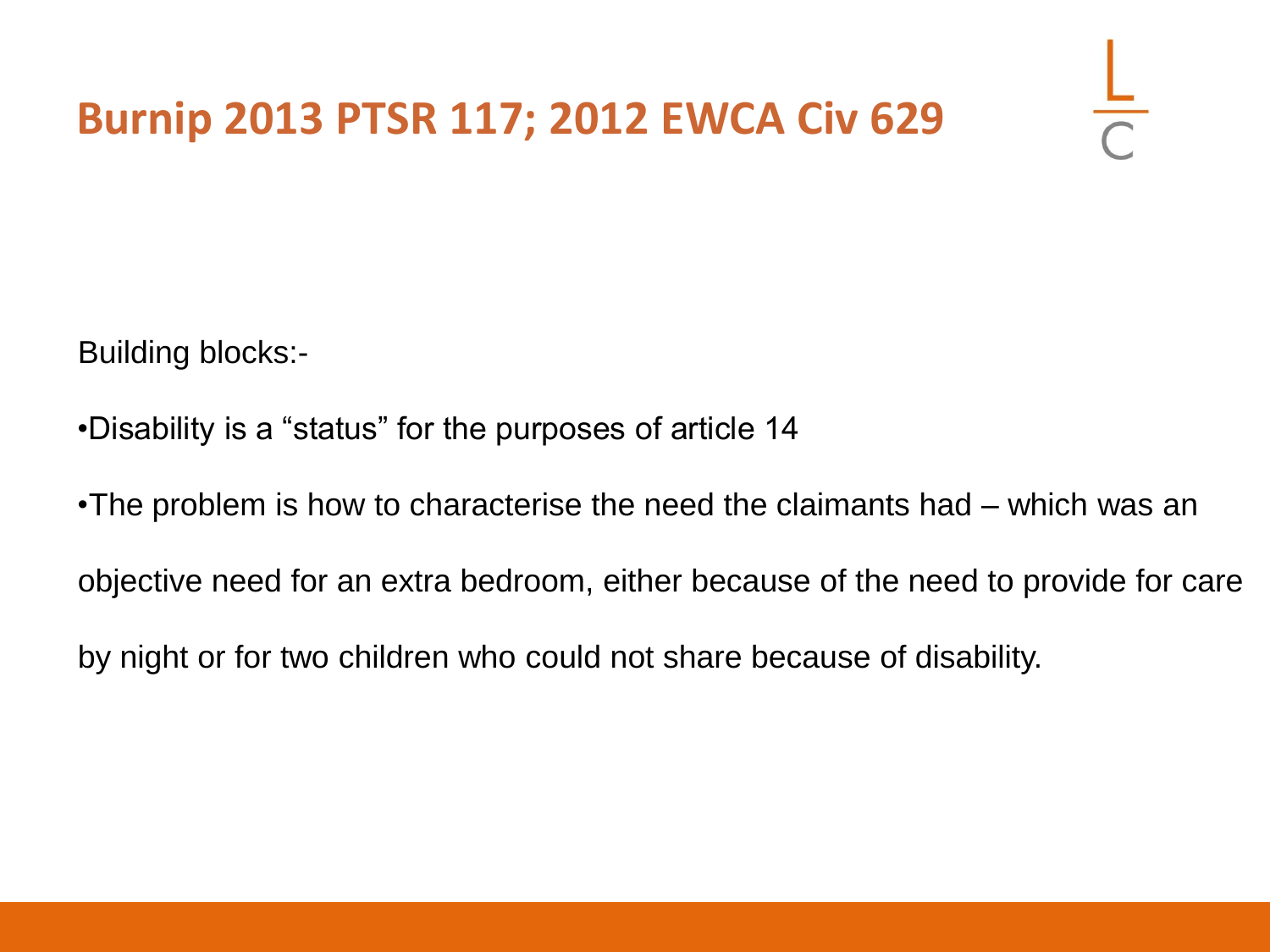# Burnip 2013 PTSR 117; 2012 EWCA Civ 629

Building blocks:-

- Disability is a “status” for the purposes of article 14
- The problem is how to characterise the need the claimants had – which was an objective need for an extra bedroom, either because of the need to provide for care by night or for two children who could not share because of disability.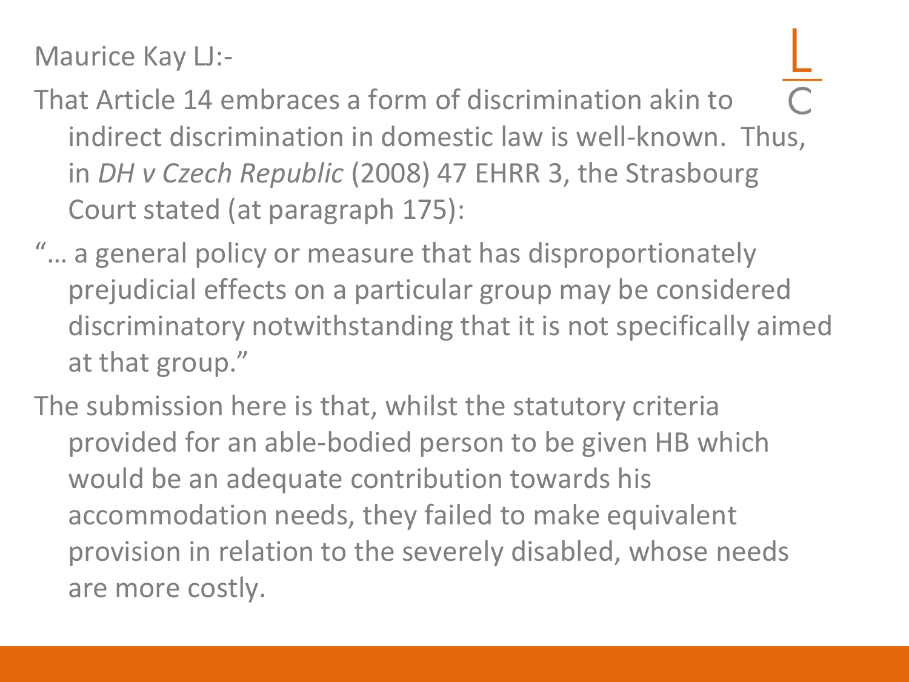Maurice Kay LJ:-

That Article 14 embraces a form of discrimination akin to indirect discrimination in domestic law is well-known. Thus, in *DH v Czech Republic* (2008) 47 EHRR 3, the Strasbourg Court stated (at paragraph 175):

"… a general policy or measure that has disproportionately prejudicial effects on a particular group may be considered discriminatory notwithstanding that it is not specifically aimed at that group."

The submission here is that, whilst the statutory criteria provided for an able-bodied person to be given HB which would be an adequate contribution towards his accommodation needs, they failed to make equivalent provision in relation to the severely disabled, whose needs are more costly.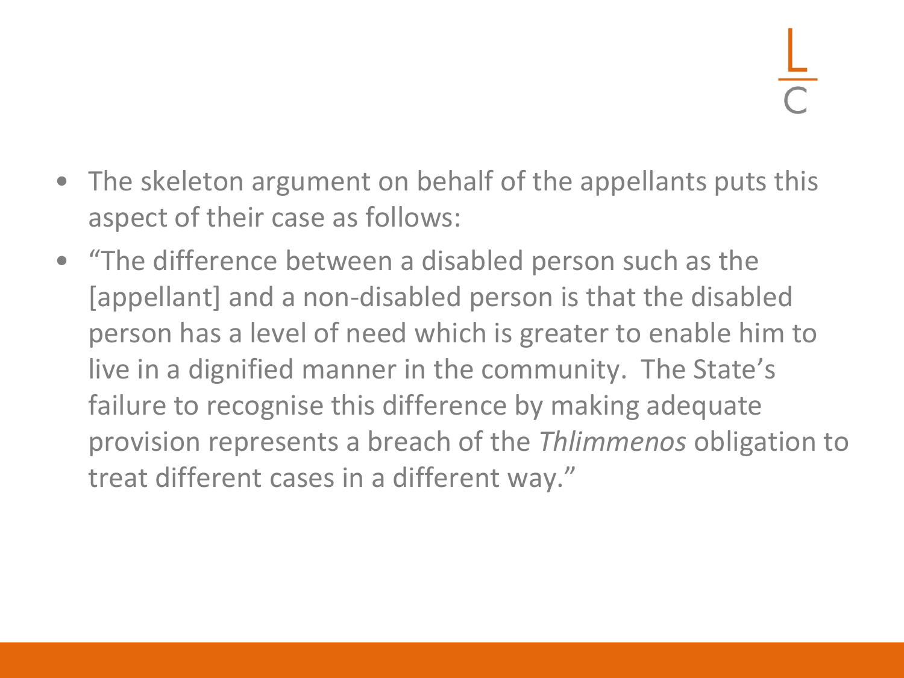- The skeleton argument on behalf of the appellants puts this aspect of their case as follows:
- "The difference between a disabled person such as the [appellant] and a non-disabled person is that the disabled person has a level of need which is greater to enable him to live in a dignified manner in the community. The State's failure to recognise this difference by making adequate provision represents a breach of the *Thlimmenos* obligation to treat different cases in a different way."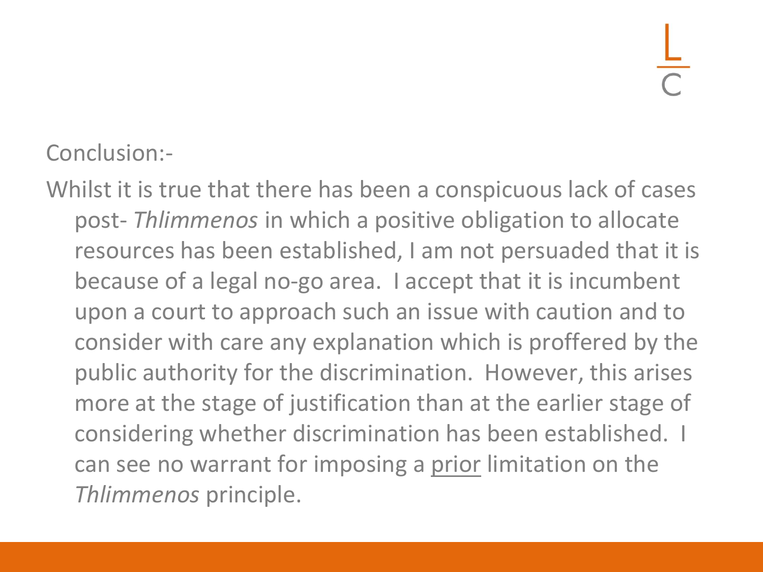Conclusion:-

Whilst it is true that there has been a conspicuous lack of cases post- *Thlimmenos* in which a positive obligation to allocate resources has been established, I am not persuaded that it is because of a legal no-go area. I accept that it is incumbent upon a court to approach such an issue with caution and to consider with care any explanation which is proffered by the public authority for the discrimination. However, this arises more at the stage of justification than at the earlier stage of considering whether discrimination has been established. I can see no warrant for imposing a <u>prior</u> limitation on the *Thlimmenos* principle.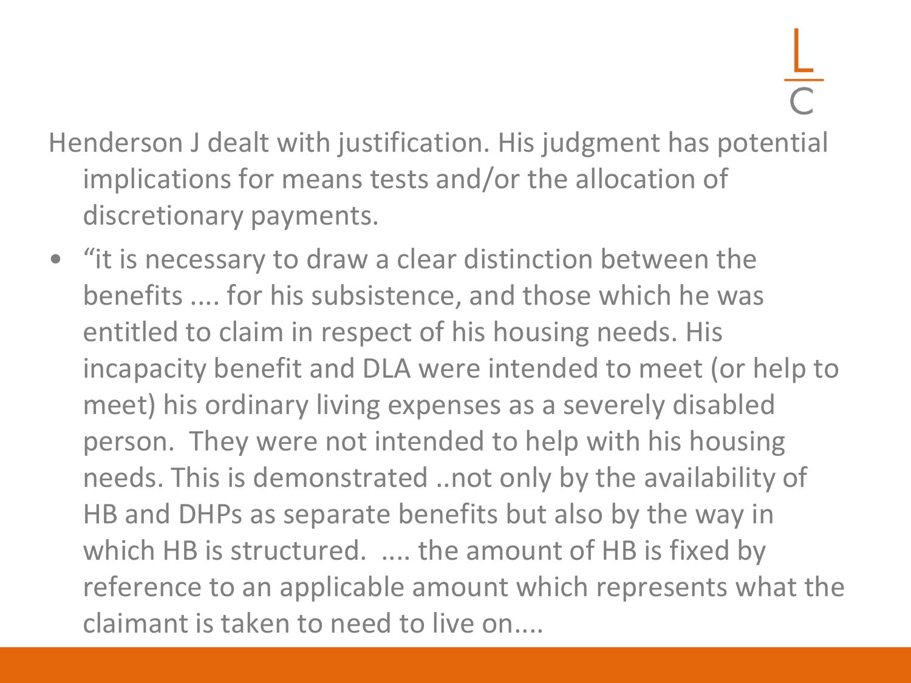Henderson J dealt with justification. His judgment has potential implications for means tests and/or the allocation of discretionary payments.

- "it is necessary to draw a clear distinction between the benefits .... for his subsistence, and those which he was entitled to claim in respect of his housing needs. His incapacity benefit and DLA were intended to meet (or help to meet) his ordinary living expenses as a severely disabled person. They were not intended to help with his housing needs. This is demonstrated ..not only by the availability of HB and DHPs as separate benefits but also by the way in which HB is structured. .... the amount of HB is fixed by reference to an applicable amount which represents what the claimant is taken to need to live on....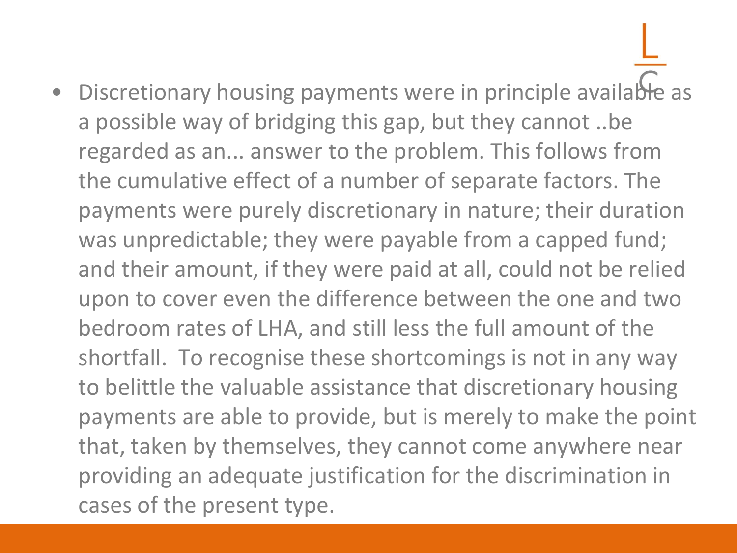- Discretionary housing payments were in principle available as a possible way of bridging this gap, but they cannot ..be regarded as an... answer to the problem. This follows from the cumulative effect of a number of separate factors. The payments were purely discretionary in nature; their duration was unpredictable; they were payable from a capped fund; and their amount, if they were paid at all, could not be relied upon to cover even the difference between the one and two bedroom rates of LHA, and still less the full amount of the shortfall. To recognise these shortcomings is not in any way to belittle the valuable assistance that discretionary housing payments are able to provide, but is merely to make the point that, taken by themselves, they cannot come anywhere near providing an adequate justification for the discrimination in cases of the present type.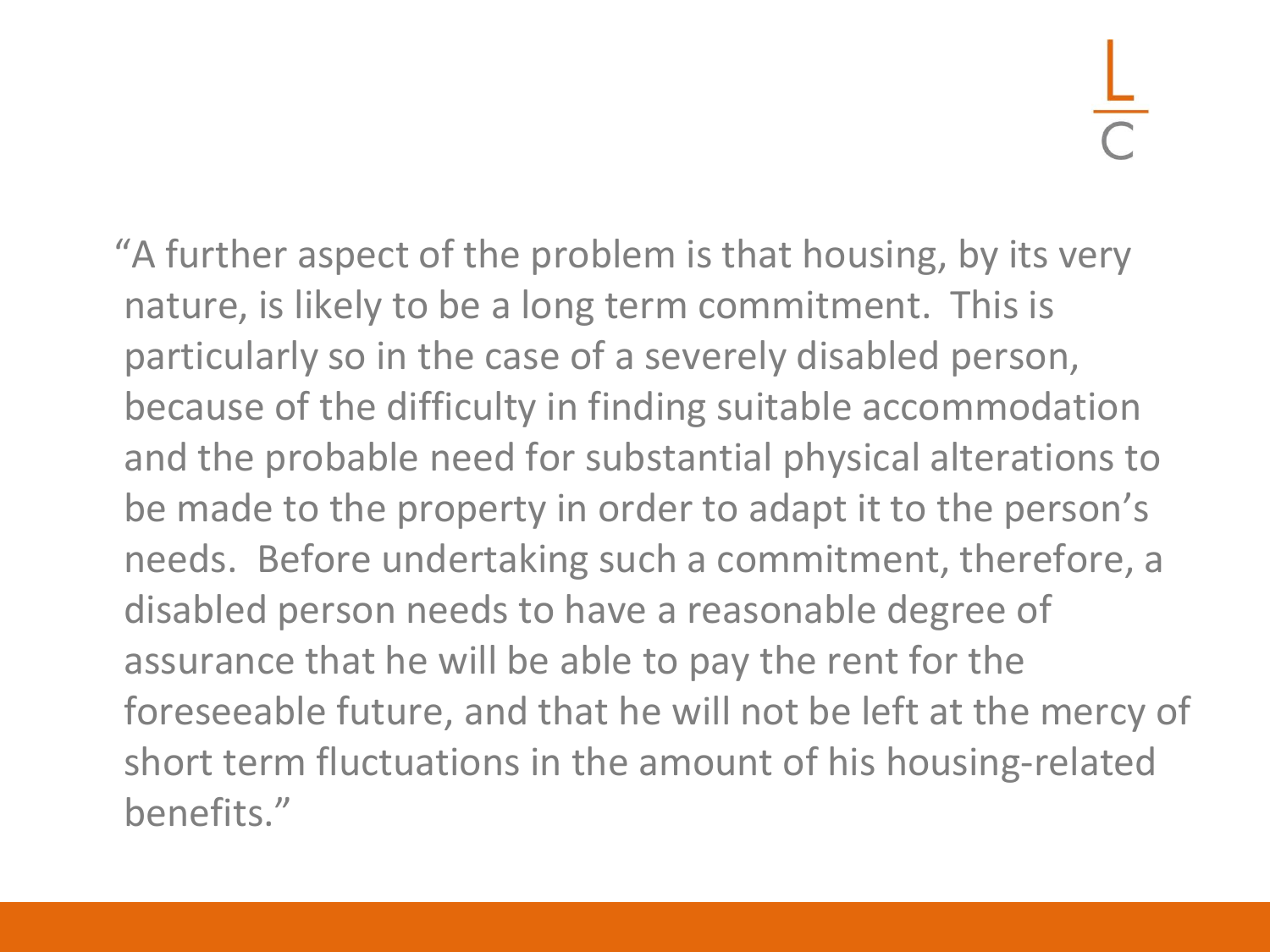"A further aspect of the problem is that housing, by its very nature, is likely to be a long term commitment. This is particularly so in the case of a severely disabled person, because of the difficulty in finding suitable accommodation and the probable need for substantial physical alterations to be made to the property in order to adapt it to the person's needs. Before undertaking such a commitment, therefore, a disabled person needs to have a reasonable degree of assurance that he will be able to pay the rent for the foreseeable future, and that he will not be left at the mercy of short term fluctuations in the amount of his housing-related benefits."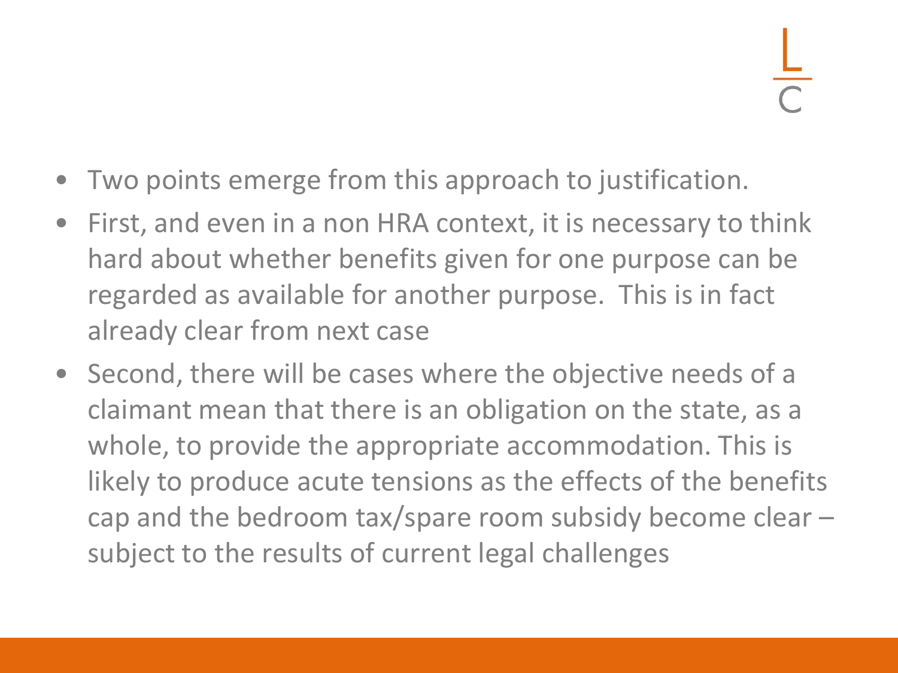- Two points emerge from this approach to justification.
- First, and even in a non HRA context, it is necessary to think hard about whether benefits given for one purpose can be regarded as available for another purpose. This is in fact already clear from next case
- Second, there will be cases where the objective needs of a claimant mean that there is an obligation on the state, as a whole, to provide the appropriate accommodation. This is likely to produce acute tensions as the effects of the benefits cap and the bedroom tax/spare room subsidy become clear – subject to the results of current legal challenges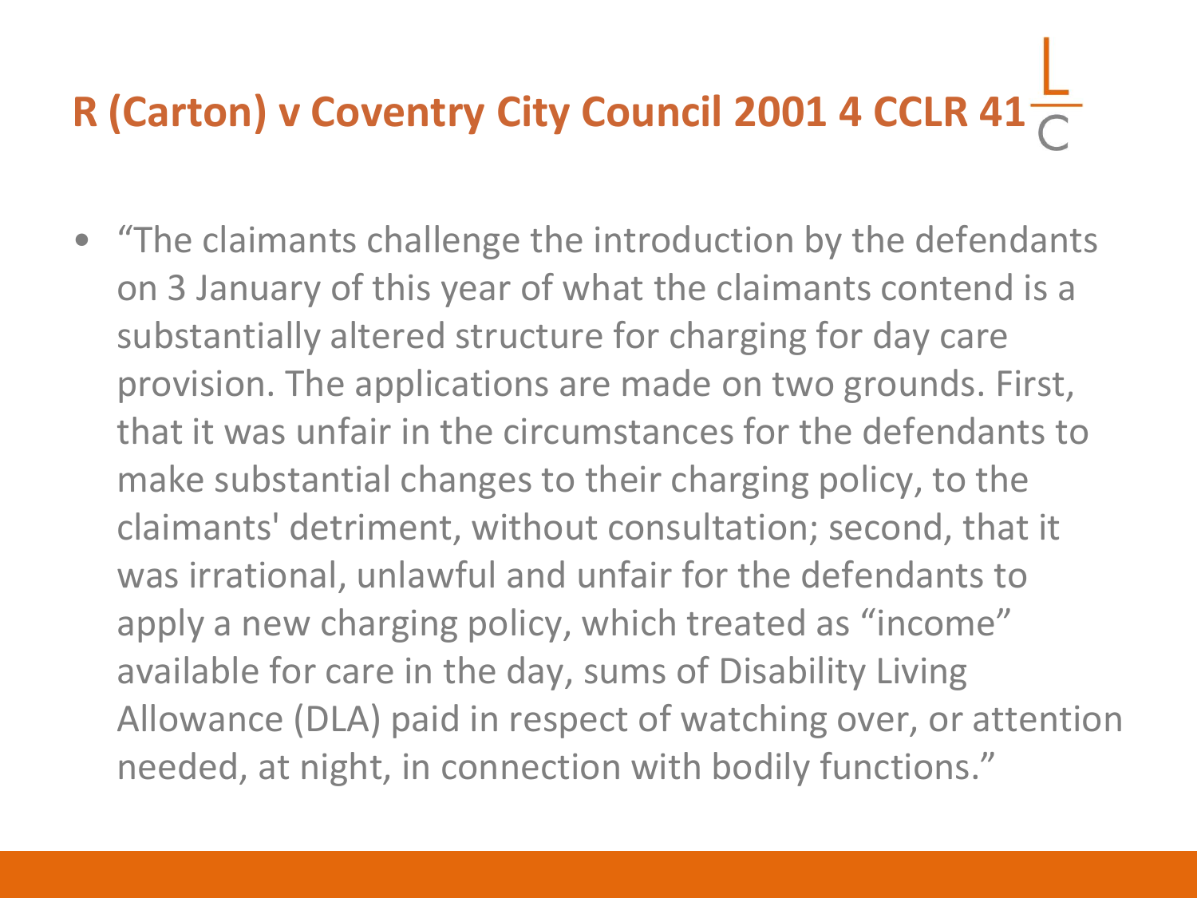# R (Carton) v Coventry City Council 2001 4 CCLR 41

- "The claimants challenge the introduction by the defendants on 3 January of this year of what the claimants contend is a substantially altered structure for charging for day care provision. The applications are made on two grounds. First, that it was unfair in the circumstances for the defendants to make substantial changes to their charging policy, to the claimants' detriment, without consultation; second, that it was irrational, unlawful and unfair for the defendants to apply a new charging policy, which treated as "income" available for care in the day, sums of Disability Living Allowance (DLA) paid in respect of watching over, or attention needed, at night, in connection with bodily functions."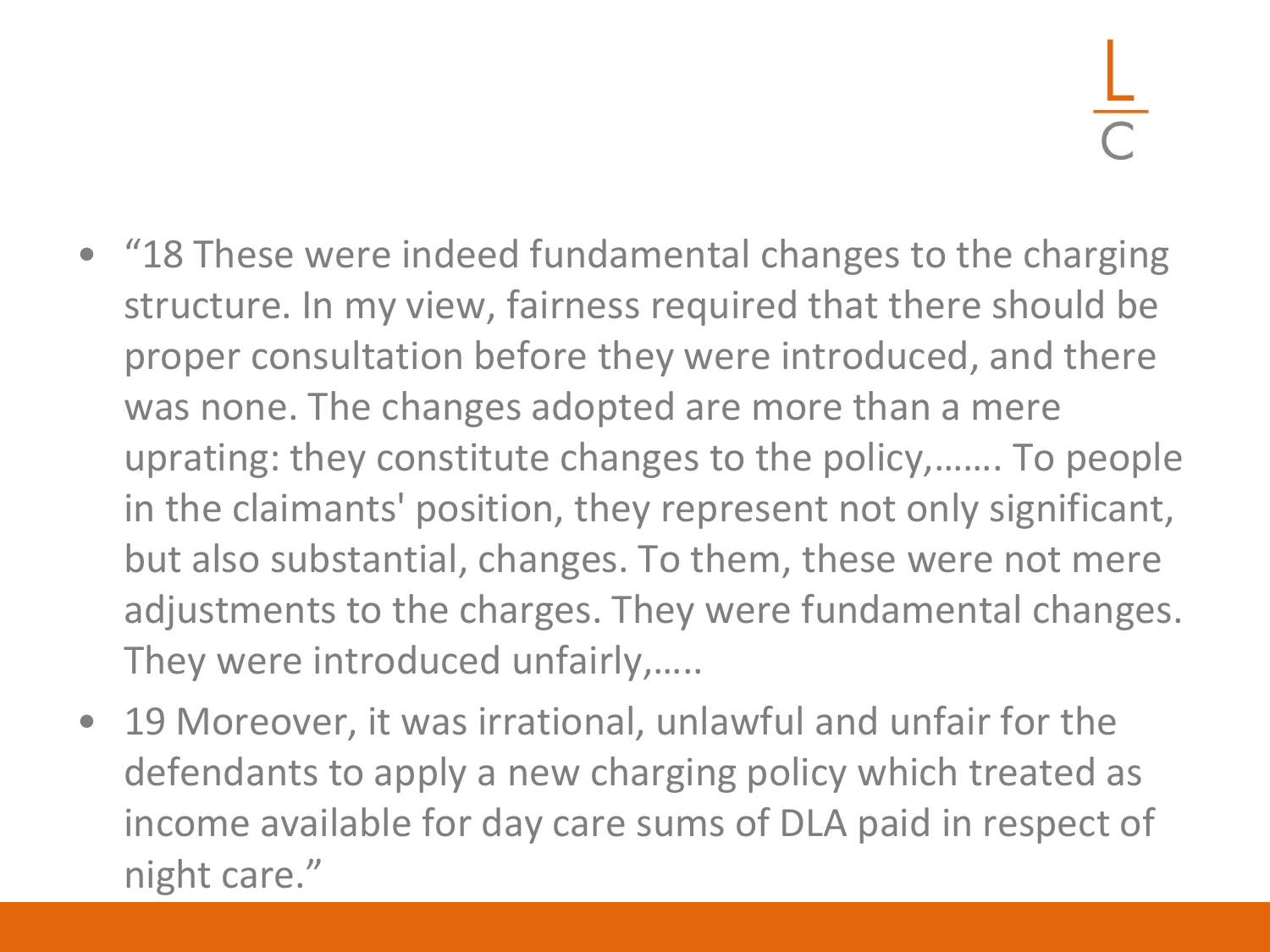- “18 These were indeed fundamental changes to the charging structure. In my view, fairness required that there should be proper consultation before they were introduced, and there was none. The changes adopted are more than a mere uprating: they constitute changes to the policy,……. To people in the claimants' position, they represent not only significant, but also substantial, changes. To them, these were not mere adjustments to the charges. They were fundamental changes. They were introduced unfairly,…..
- 19 Moreover, it was irrational, unlawful and unfair for the defendants to apply a new charging policy which treated as income available for day care sums of DLA paid in respect of night care.”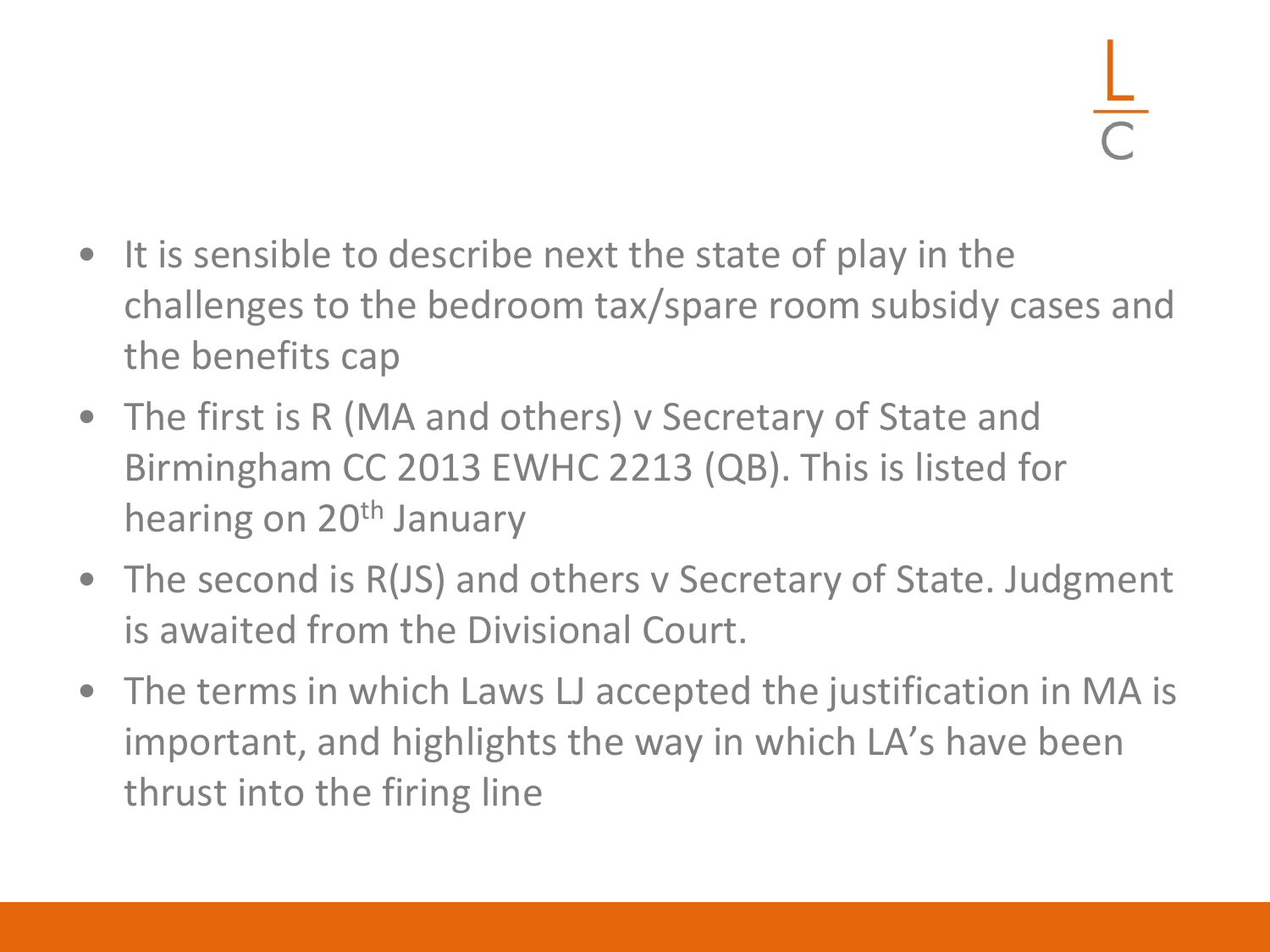- It is sensible to describe next the state of play in the challenges to the bedroom tax/spare room subsidy cases and the benefits cap
- The first is R (MA and others) v Secretary of State and Birmingham CC 2013 EWHC 2213 (QB). This is listed for hearing on 20th January
- The second is R(JS) and others v Secretary of State. Judgment is awaited from the Divisional Court.
- The terms in which Laws LJ accepted the justification in MA is important, and highlights the way in which LA's have been thrust into the firing line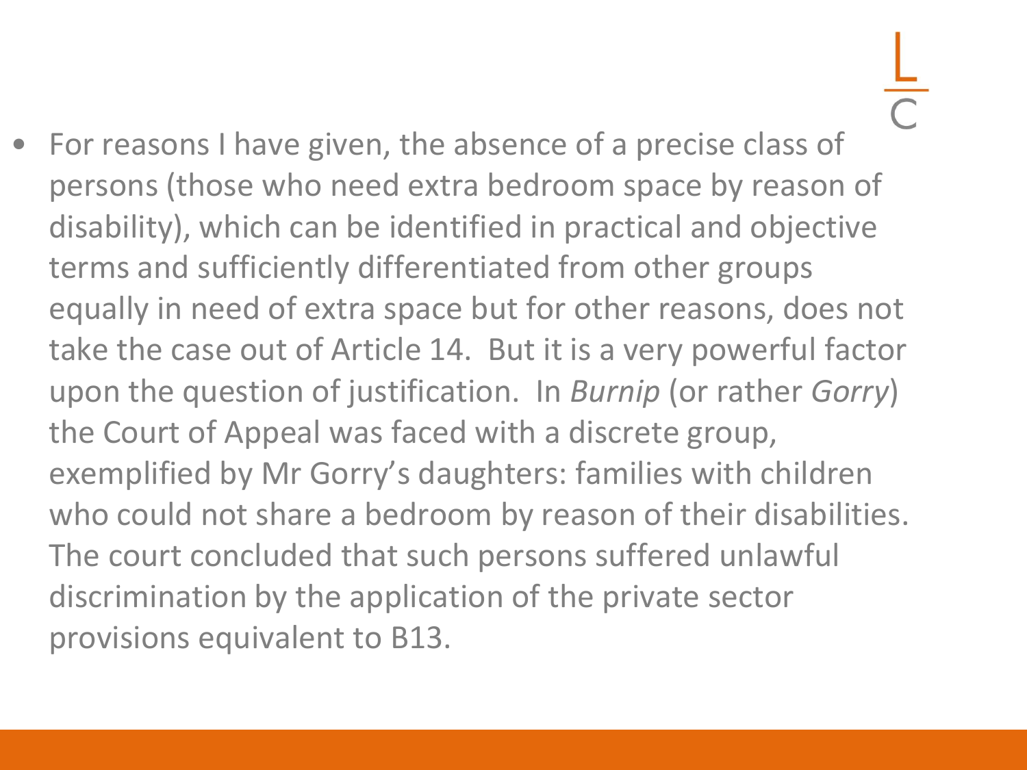- For reasons I have given, the absence of a precise class of persons (those who need extra bedroom space by reason of disability), which can be identified in practical and objective terms and sufficiently differentiated from other groups equally in need of extra space but for other reasons, does not take the case out of Article 14. But it is a very powerful factor upon the question of justification. In *Burnip* (or rather *Gorry*) the Court of Appeal was faced with a discrete group, exemplified by Mr Gorry's daughters: families with children who could not share a bedroom by reason of their disabilities. The court concluded that such persons suffered unlawful discrimination by the application of the private sector provisions equivalent to B13.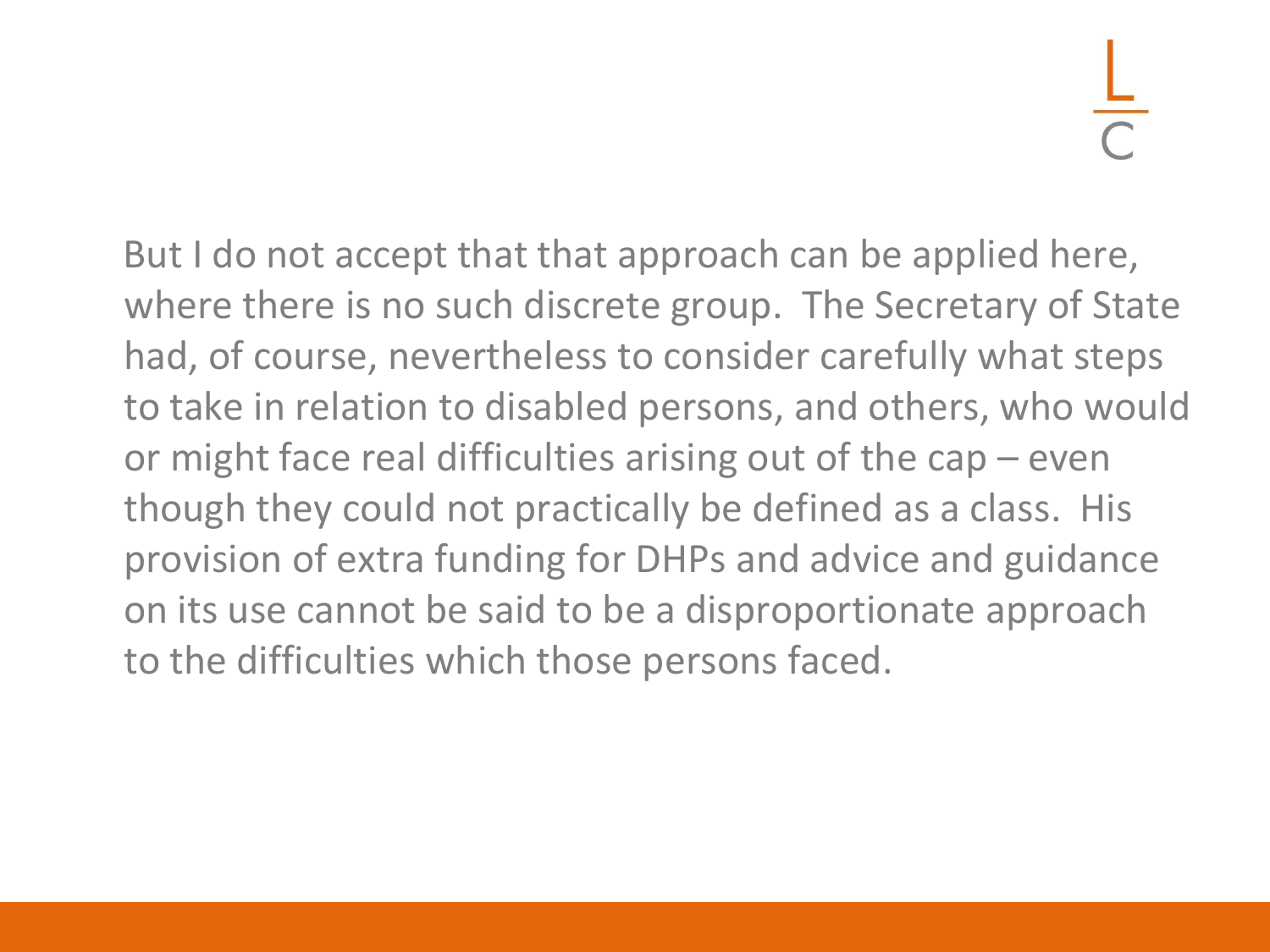But I do not accept that that approach can be applied here, where there is no such discrete group. The Secretary of State had, of course, nevertheless to consider carefully what steps to take in relation to disabled persons, and others, who would or might face real difficulties arising out of the cap – even though they could not practically be defined as a class. His provision of extra funding for DHPs and advice and guidance on its use cannot be said to be a disproportionate approach to the difficulties which those persons faced.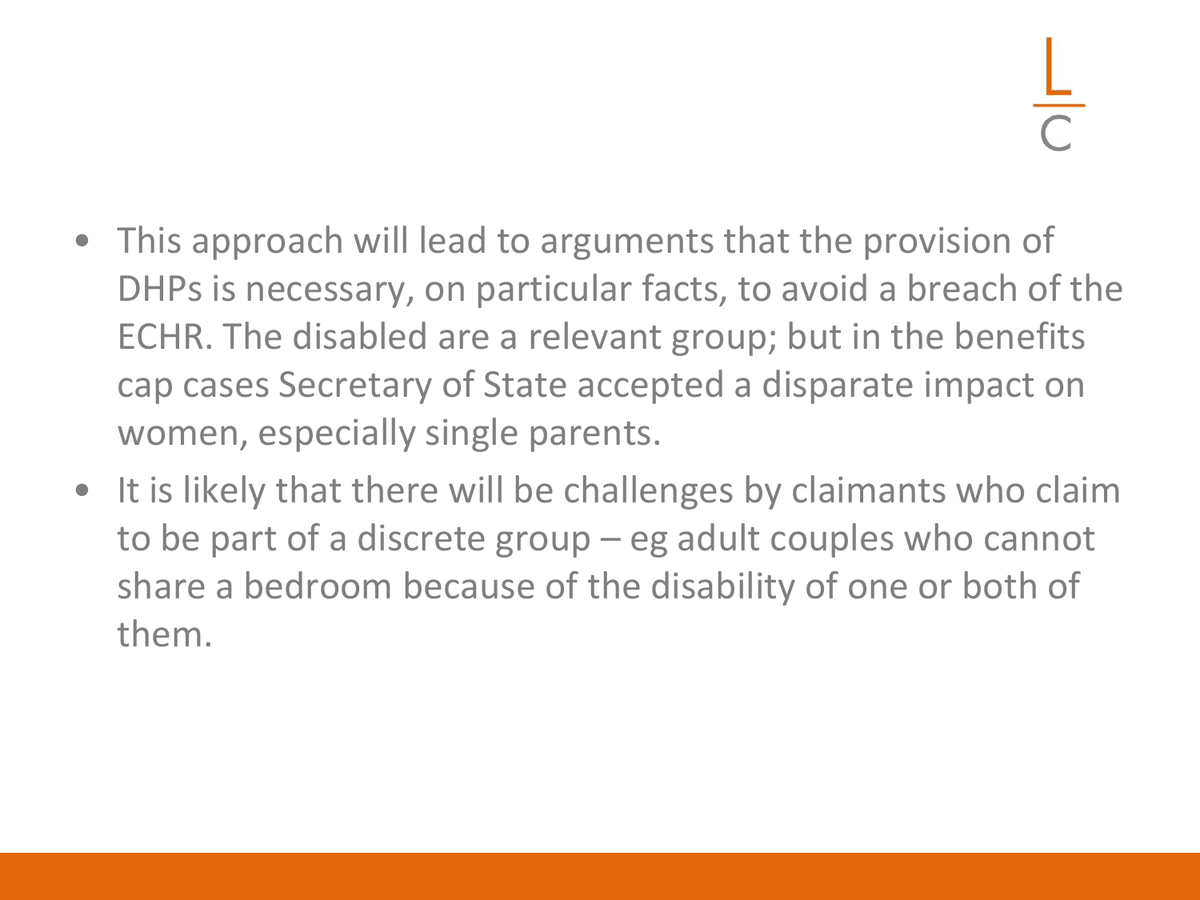- This approach will lead to arguments that the provision of DHPs is necessary, on particular facts, to avoid a breach of the ECHR. The disabled are a relevant group; but in the benefits cap cases Secretary of State accepted a disparate impact on women, especially single parents.
- It is likely that there will be challenges by claimants who claim to be part of a discrete group – eg adult couples who cannot share a bedroom because of the disability of one or both of them.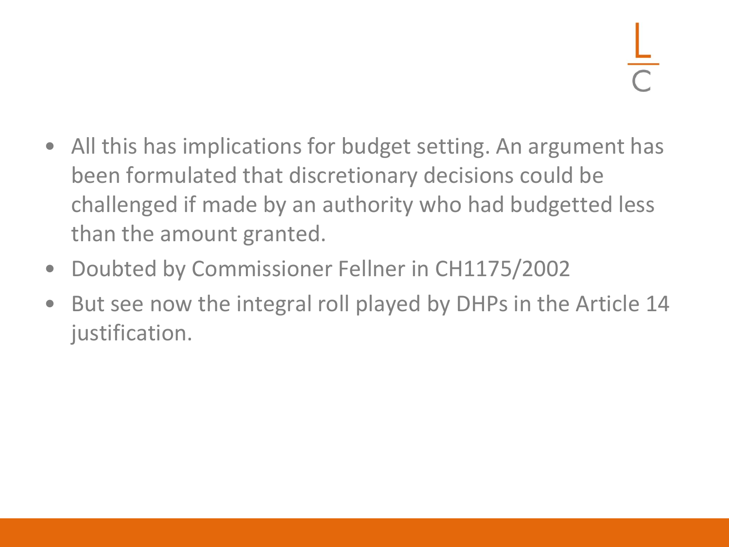- All this has implications for budget setting. An argument has been formulated that discretionary decisions could be challenged if made by an authority who had budgetted less than the amount granted.
- Doubted by Commissioner Fellner in CH1175/2002
- But see now the integral roll played by DHPs in the Article 14 justification.